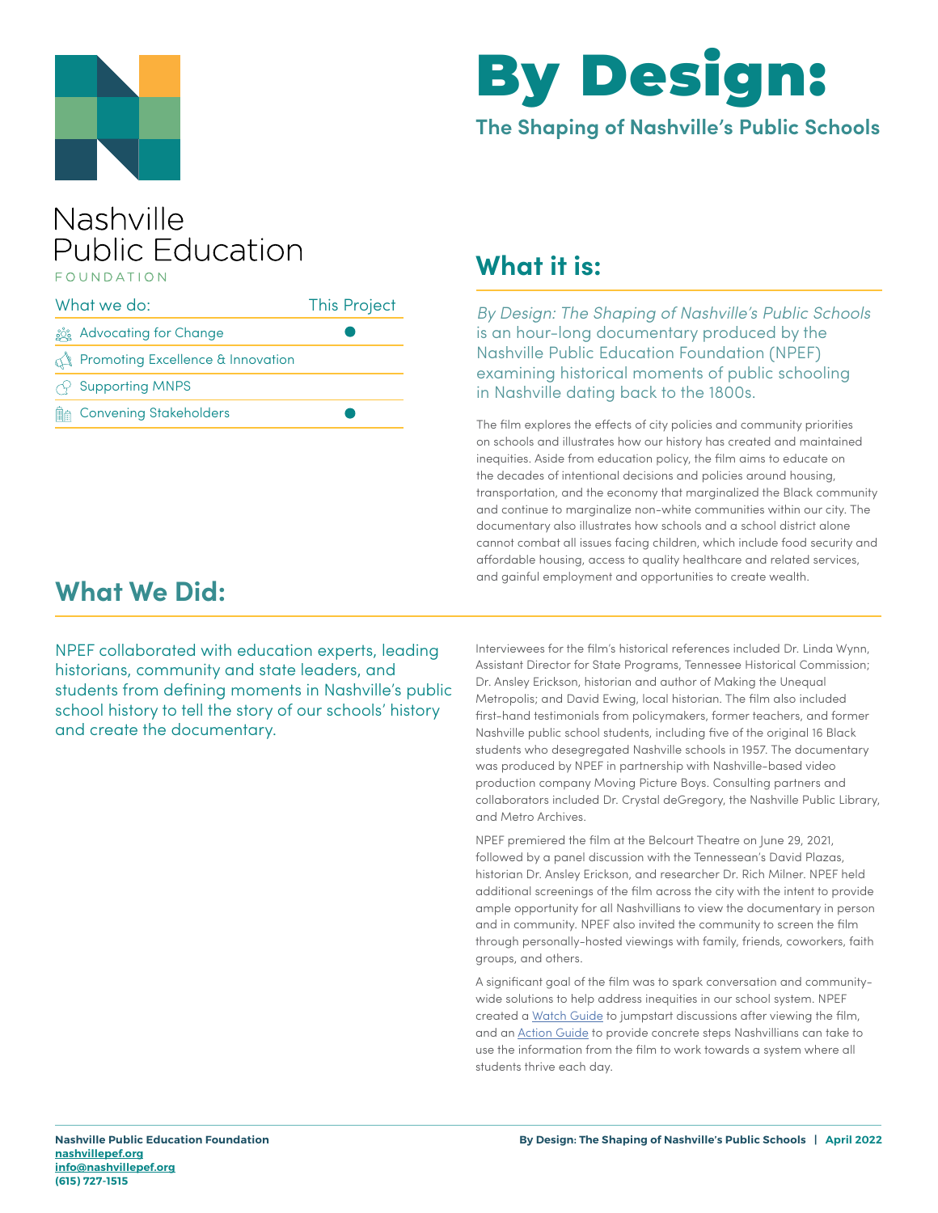# By Design:

## The Shaping of Nashville's Public Schools

Nashville Public Education FOUNDATION

| What we do: | This Project |
|---|---|
| Advocating for Change | ● |
| Promoting Excellence & Innovation | |
| Supporting MNPS | |
| Convening Stakeholders | ● |

## What it is:

*By Design: The Shaping of Nashville's Public Schools* is an hour-long documentary produced by the Nashville Public Education Foundation (NPEF) examining historical moments of public schooling in Nashville dating back to the 1800s.

The film explores the effects of city policies and community priorities on schools and illustrates how our history has created and maintained inequities. Aside from education policy, the film aims to educate on the decades of intentional decisions and policies around housing, transportation, and the economy that marginalized the Black community and continue to marginalize non-white communities within our city. The documentary also illustrates how schools and a school district alone cannot combat all issues facing children, which include food security and affordable housing, access to quality healthcare and related services, and gainful employment and opportunities to create wealth.

## What We Did:

NPEF collaborated with education experts, leading historians, community and state leaders, and students from defining moments in Nashville's public school history to tell the story of our schools' history and create the documentary.

Interviewees for the film's historical references included Dr. Linda Wynn, Assistant Director for State Programs, Tennessee Historical Commission; Dr. Ansley Erickson, historian and author of Making the Unequal Metropolis; and David Ewing, local historian. The film also included first-hand testimonials from policymakers, former teachers, and former Nashville public school students, including five of the original 16 Black students who desegregated Nashville schools in 1957. The documentary was produced by NPEF in partnership with Nashville-based video production company Moving Picture Boys. Consulting partners and collaborators included Dr. Crystal deGregory, the Nashville Public Library, and Metro Archives.

NPEF premiered the film at the Belcourt Theatre on June 29, 2021, followed by a panel discussion with the Tennessean's David Plazas, historian Dr. Ansley Erickson, and researcher Dr. Rich Milner. NPEF held additional screenings of the film across the city with the intent to provide ample opportunity for all Nashvillians to view the documentary in person and in community. NPEF also invited the community to screen the film through personally-hosted viewings with family, friends, coworkers, faith groups, and others.

A significant goal of the film was to spark conversation and community-wide solutions to help address inequities in our school system. NPEF created a Watch Guide to jumpstart discussions after viewing the film, and an Action Guide to provide concrete steps Nashvillians can take to use the information from the film to work towards a system where all students thrive each day.

**Nashville Public Education Foundation**
**nashvillepef.org**
**info@nashvillepef.org**
**(615) 727-1515**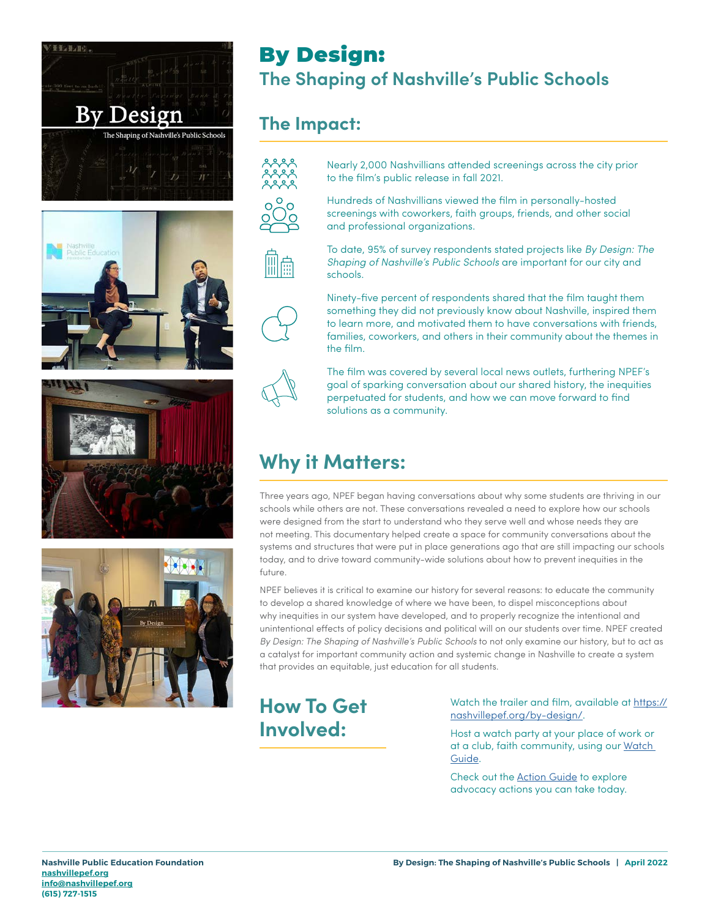# By Design:

## The Shaping of Nashville's Public Schools

## The Impact:

Nearly 2,000 Nashvillians attended screenings across the city prior to the film's public release in fall 2021.

Hundreds of Nashvillians viewed the film in personally-hosted screenings with coworkers, faith groups, friends, and other social and professional organizations.

To date, 95% of survey respondents stated projects like *By Design: The Shaping of Nashville's Public Schools* are important for our city and schools.

Ninety-five percent of respondents shared that the film taught them something they did not previously know about Nashville, inspired them to learn more, and motivated them to have conversations with friends, families, coworkers, and others in their community about the themes in the film.

The film was covered by several local news outlets, furthering NPEF's goal of sparking conversation about our shared history, the inequities perpetuated for students, and how we can move forward to find solutions as a community.

## Why it Matters:

Three years ago, NPEF began having conversations about why some students are thriving in our schools while others are not. These conversations revealed a need to explore how our schools were designed from the start to understand who they serve well and whose needs they are not meeting. This documentary helped create a space for community conversations about the systems and structures that were put in place generations ago that are still impacting our schools today, and to drive toward community-wide solutions about how to prevent inequities in the future.

NPEF believes it is critical to examine our history for several reasons: to educate the community to develop a shared knowledge of where we have been, to dispel misconceptions about why inequities in our system have developed, and to properly recognize the intentional and unintentional effects of policy decisions and political will on our students over time. NPEF created *By Design: The Shaping of Nashville's Public Schools* to not only examine our history, but to act as a catalyst for important community action and systemic change in Nashville to create a system that provides an equitable, just education for all students.

## How To Get Involved:

Watch the trailer and film, available at [https://nashvillepef.org/by-design/](https://nashvillepef.org/by-design/).

Host a watch party at your place of work or at a club, faith community, using our [Watch Guide](#).

Check out the [Action Guide](#) to explore advocacy actions you can take today.

**Nashville Public Education Foundation**
**nashvillepef.org**
**info@nashvillepef.org**
**(615) 727-1515**

**By Design: The Shaping of Nashville's Public Schools | April 2022**